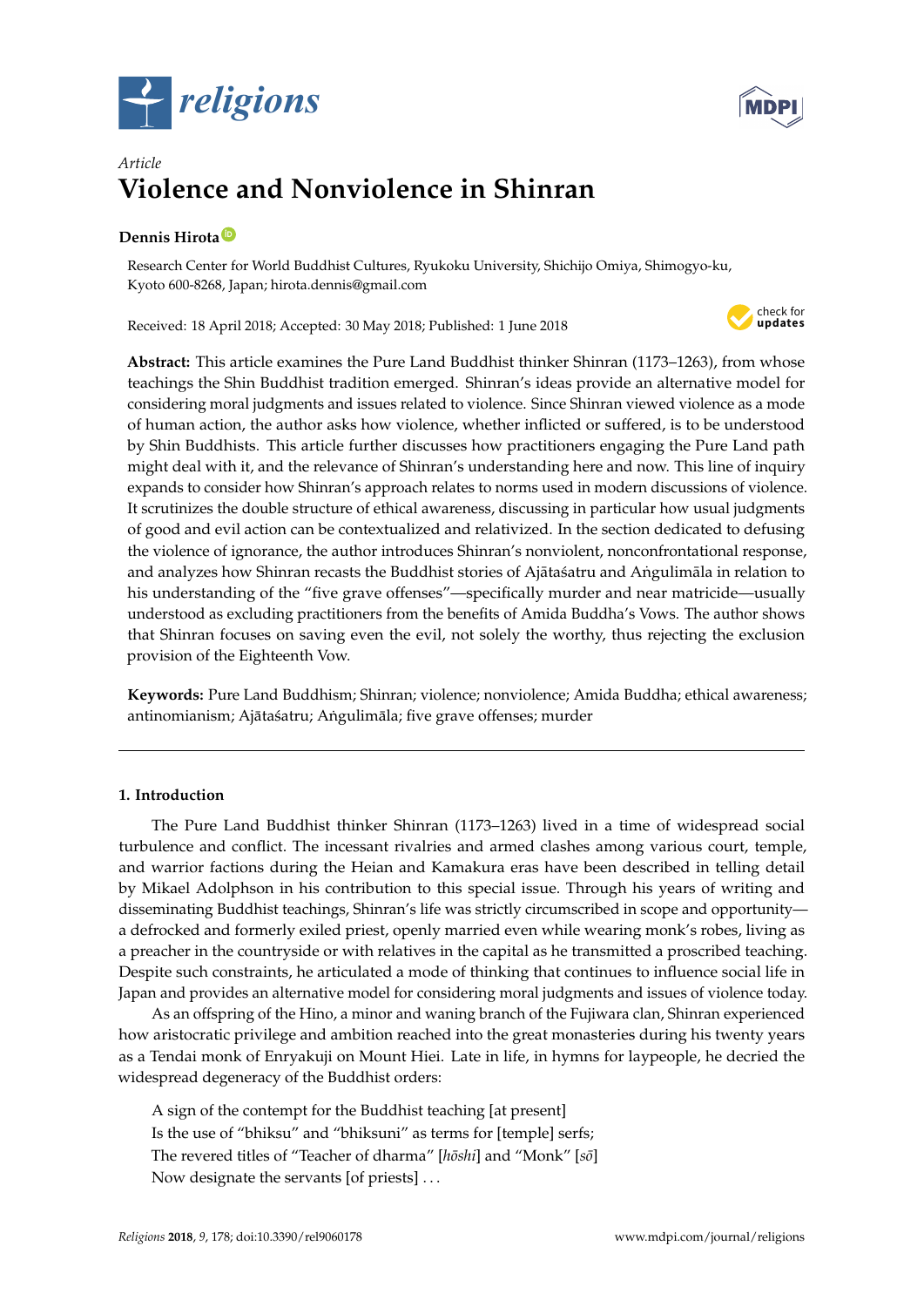*Article*

# Violence and Nonviolence in Shinran

**Dennis Hirota**

Research Center for World Buddhist Cultures, Ryukoku University, Shichijo Omiya, Shimogyo-ku, Kyoto 600-8268, Japan; hirota.dennis@gmail.com

Received: 18 April 2018; Accepted: 30 May 2018; Published: 1 June 2018

**Abstract:** This article examines the Pure Land Buddhist thinker Shinran (1173–1263), from whose teachings the Shin Buddhist tradition emerged. Shinran's ideas provide an alternative model for considering moral judgments and issues related to violence. Since Shinran viewed violence as a mode of human action, the author asks how violence, whether inflicted or suffered, is to be understood by Shin Buddhists. This article further discusses how practitioners engaging the Pure Land path might deal with it, and the relevance of Shinran's understanding here and now. This line of inquiry expands to consider how Shinran's approach relates to norms used in modern discussions of violence. It scrutinizes the double structure of ethical awareness, discussing in particular how usual judgments of good and evil action can be contextualized and relativized. In the section dedicated to defusing the violence of ignorance, the author introduces Shinran's nonviolent, nonconfrontational response, and analyzes how Shinran recasts the Buddhist stories of Ajātaśatru and Aṅgulimāla in relation to his understanding of the "five grave offenses"—specifically murder and near matricide—usually understood as excluding practitioners from the benefits of Amida Buddha's Vows. The author shows that Shinran focuses on saving even the evil, not solely the worthy, thus rejecting the exclusion provision of the Eighteenth Vow.

**Keywords:** Pure Land Buddhism; Shinran; violence; nonviolence; Amida Buddha; ethical awareness; antinomianism; Ajātaśatru; Aṅgulimāla; five grave offenses; murder

---

## 1. Introduction

The Pure Land Buddhist thinker Shinran (1173–1263) lived in a time of widespread social turbulence and conflict. The incessant rivalries and armed clashes among various court, temple, and warrior factions during the Heian and Kamakura eras have been described in telling detail by Mikael Adolphson in his contribution to this special issue. Through his years of writing and disseminating Buddhist teachings, Shinran's life was strictly circumscribed in scope and opportunity—a defrocked and formerly exiled priest, openly married even while wearing monk's robes, living as a preacher in the countryside or with relatives in the capital as he transmitted a proscribed teaching. Despite such constraints, he articulated a mode of thinking that continues to influence social life in Japan and provides an alternative model for considering moral judgments and issues of violence today.

As an offspring of the Hino, a minor and waning branch of the Fujiwara clan, Shinran experienced how aristocratic privilege and ambition reached into the great monasteries during his twenty years as a Tendai monk of Enryakuji on Mount Hiei. Late in life, in hymns for laypeople, he decried the widespread degeneracy of the Buddhist orders:

> A sign of the contempt for the Buddhist teaching [at present]
> Is the use of "bhiksu" and "bhiksuni" as terms for [temple] serfs;
> The revered titles of "Teacher of dharma" [*hōshi*] and "Monk" [*sō*]
> Now designate the servants [of priests] . . .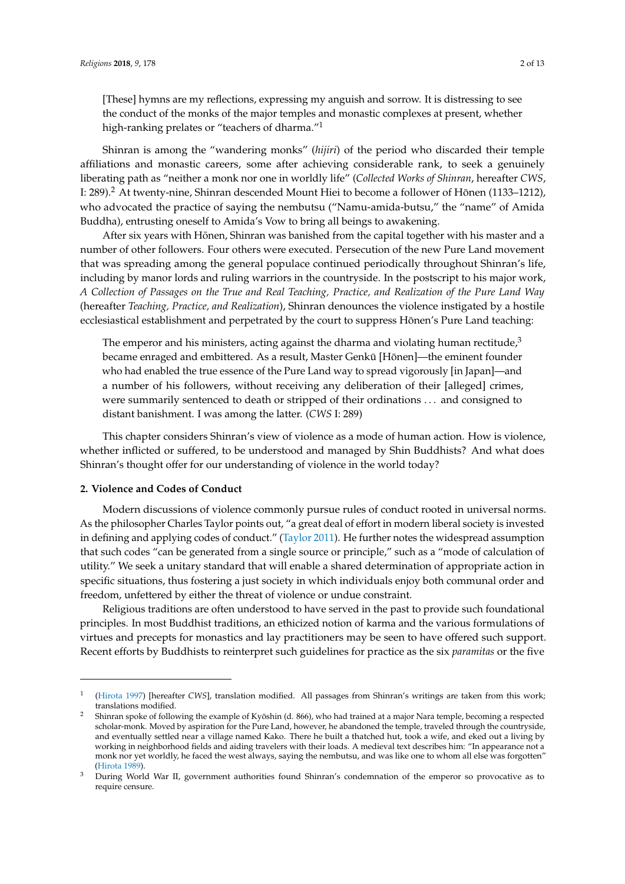> [These] hymns are my reflections, expressing my anguish and sorrow. It is distressing to see the conduct of the monks of the major temples and monastic complexes at present, whether high-ranking prelates or "teachers of dharma."[1]

Shinran is among the "wandering monks" (*hijiri*) of the period who discarded their temple affiliations and monastic careers, some after achieving considerable rank, to seek a genuinely liberating path as "neither a monk nor one in worldly life" (*Collected Works of Shinran*, hereafter *CWS*, I: 289).[2] At twenty-nine, Shinran descended Mount Hiei to become a follower of Hōnen (1133–1212), who advocated the practice of saying the nembutsu ("Namu-amida-butsu," the "name" of Amida Buddha), entrusting oneself to Amida's Vow to bring all beings to awakening.

After six years with Hōnen, Shinran was banished from the capital together with his master and a number of other followers. Four others were executed. Persecution of the new Pure Land movement that was spreading among the general populace continued periodically throughout Shinran's life, including by manor lords and ruling warriors in the countryside. In the postscript to his major work, *A Collection of Passages on the True and Real Teaching, Practice, and Realization of the Pure Land Way* (hereafter *Teaching, Practice, and Realization*), Shinran denounces the violence instigated by a hostile ecclesiastical establishment and perpetrated by the court to suppress Hōnen's Pure Land teaching:

> The emperor and his ministers, acting against the dharma and violating human rectitude,[3] became enraged and embittered. As a result, Master Genkū [Hōnen]—the eminent founder who had enabled the true essence of the Pure Land way to spread vigorously [in Japan]—and a number of his followers, without receiving any deliberation of their [alleged] crimes, were summarily sentenced to death or stripped of their ordinations . . . and consigned to distant banishment. I was among the latter. (*CWS* I: 289)

This chapter considers Shinran's view of violence as a mode of human action. How is violence, whether inflicted or suffered, to be understood and managed by Shin Buddhists? And what does Shinran's thought offer for our understanding of violence in the world today?

## 2. Violence and Codes of Conduct

Modern discussions of violence commonly pursue rules of conduct rooted in universal norms. As the philosopher Charles Taylor points out, "a great deal of effort in modern liberal society is invested in defining and applying codes of conduct." (Taylor 2011). He further notes the widespread assumption that such codes "can be generated from a single source or principle," such as a "mode of calculation of utility." We seek a unitary standard that will enable a shared determination of appropriate action in specific situations, thus fostering a just society in which individuals enjoy both communal order and freedom, unfettered by either the threat of violence or undue constraint.

Religious traditions are often understood to have served in the past to provide such foundational principles. In most Buddhist traditions, an ethicized notion of karma and the various formulations of virtues and precepts for monastics and lay practitioners may be seen to have offered such support. Recent efforts by Buddhists to reinterpret such guidelines for practice as the six *paramitas* or the five

---

[1] (Hirota 1997) [hereafter *CWS*], translation modified. All passages from Shinran's writings are taken from this work; translations modified.

[2] Shinran spoke of following the example of Kyōshin (d. 866), who had trained at a major Nara temple, becoming a respected scholar-monk. Moved by aspiration for the Pure Land, however, he abandoned the temple, traveled through the countryside, and eventually settled near a village named Kako. There he built a thatched hut, took a wife, and eked out a living by working in neighborhood fields and aiding travelers with their loads. A medieval text describes him: "In appearance not a monk nor yet worldly, he faced the west always, saying the nembutsu, and was like one to whom all else was forgotten" (Hirota 1989).

[3] During World War II, government authorities found Shinran's condemnation of the emperor so provocative as to require censure.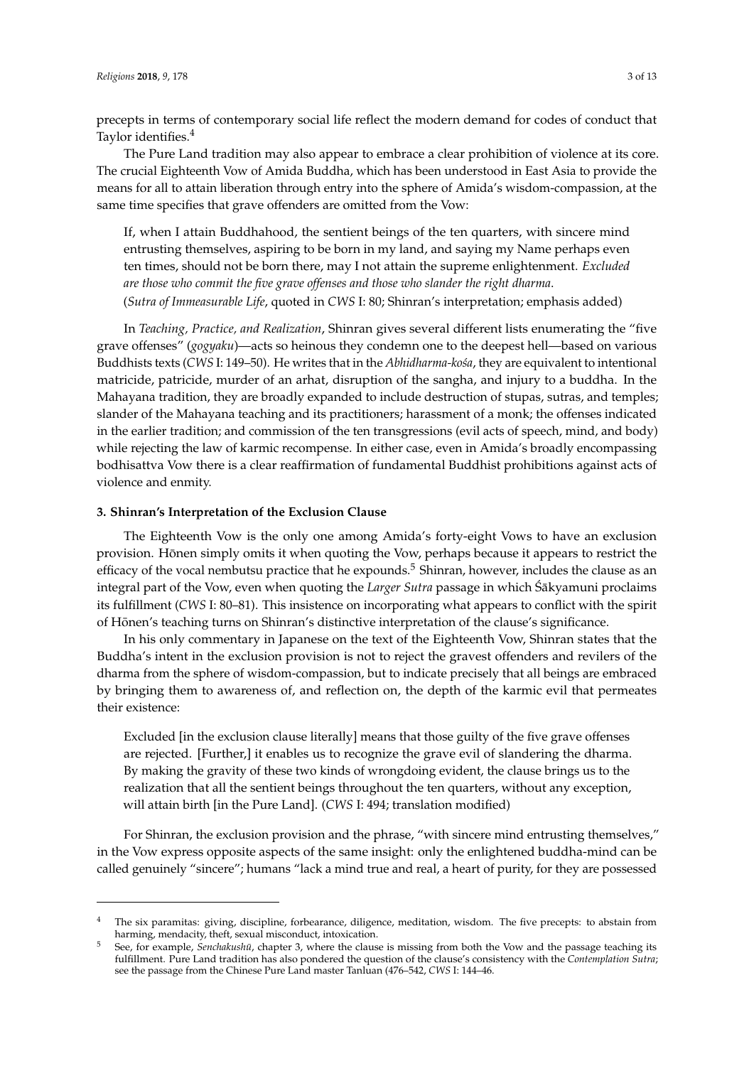precepts in terms of contemporary social life reflect the modern demand for codes of conduct that Taylor identifies.[4]

The Pure Land tradition may also appear to embrace a clear prohibition of violence at its core. The crucial Eighteenth Vow of Amida Buddha, which has been understood in East Asia to provide the means for all to attain liberation through entry into the sphere of Amida's wisdom-compassion, at the same time specifies that grave offenders are omitted from the Vow:

> If, when I attain Buddhahood, the sentient beings of the ten quarters, with sincere mind entrusting themselves, aspiring to be born in my land, and saying my Name perhaps even ten times, should not be born there, may I not attain the supreme enlightenment. *Excluded are those who commit the five grave offenses and those who slander the right dharma.* (*Sutra of Immeasurable Life*, quoted in *CWS* I: 80; Shinran's interpretation; emphasis added)

In *Teaching, Practice, and Realization*, Shinran gives several different lists enumerating the "five grave offenses" (*gogyaku*)—acts so heinous they condemn one to the deepest hell—based on various Buddhists texts (*CWS* I: 149–50). He writes that in the *Abhidharma-kośa*, they are equivalent to intentional matricide, patricide, murder of an arhat, disruption of the sangha, and injury to a buddha. In the Mahayana tradition, they are broadly expanded to include destruction of stupas, sutras, and temples; slander of the Mahayana teaching and its practitioners; harassment of a monk; the offenses indicated in the earlier tradition; and commission of the ten transgressions (evil acts of speech, mind, and body) while rejecting the law of karmic recompense. In either case, even in Amida's broadly encompassing bodhisattva Vow there is a clear reaffirmation of fundamental Buddhist prohibitions against acts of violence and enmity.

### 3. Shinran's Interpretation of the Exclusion Clause

The Eighteenth Vow is the only one among Amida's forty-eight Vows to have an exclusion provision. Hōnen simply omits it when quoting the Vow, perhaps because it appears to restrict the efficacy of the vocal nembutsu practice that he expounds.[5] Shinran, however, includes the clause as an integral part of the Vow, even when quoting the *Larger Sutra* passage in which Śākyamuni proclaims its fulfillment (*CWS* I: 80–81). This insistence on incorporating what appears to conflict with the spirit of Hōnen's teaching turns on Shinran's distinctive interpretation of the clause's significance.

In his only commentary in Japanese on the text of the Eighteenth Vow, Shinran states that the Buddha's intent in the exclusion provision is not to reject the gravest offenders and revilers of the dharma from the sphere of wisdom-compassion, but to indicate precisely that all beings are embraced by bringing them to awareness of, and reflection on, the depth of the karmic evil that permeates their existence:

> Excluded [in the exclusion clause literally] means that those guilty of the five grave offenses are rejected. [Further,] it enables us to recognize the grave evil of slandering the dharma. By making the gravity of these two kinds of wrongdoing evident, the clause brings us to the realization that all the sentient beings throughout the ten quarters, without any exception, will attain birth [in the Pure Land]. (*CWS* I: 494; translation modified)

For Shinran, the exclusion provision and the phrase, "with sincere mind entrusting themselves," in the Vow express opposite aspects of the same insight: only the enlightened buddha-mind can be called genuinely "sincere"; humans "lack a mind true and real, a heart of purity, for they are possessed

---

[4] The six paramitas: giving, discipline, forbearance, diligence, meditation, wisdom. The five precepts: to abstain from harming, mendacity, theft, sexual misconduct, intoxication.

[5] See, for example, *Senchakushū*, chapter 3, where the clause is missing from both the Vow and the passage teaching its fulfillment. Pure Land tradition has also pondered the question of the clause's consistency with the *Contemplation Sutra*; see the passage from the Chinese Pure Land master Tanluan (476–542, *CWS* I: 144–46.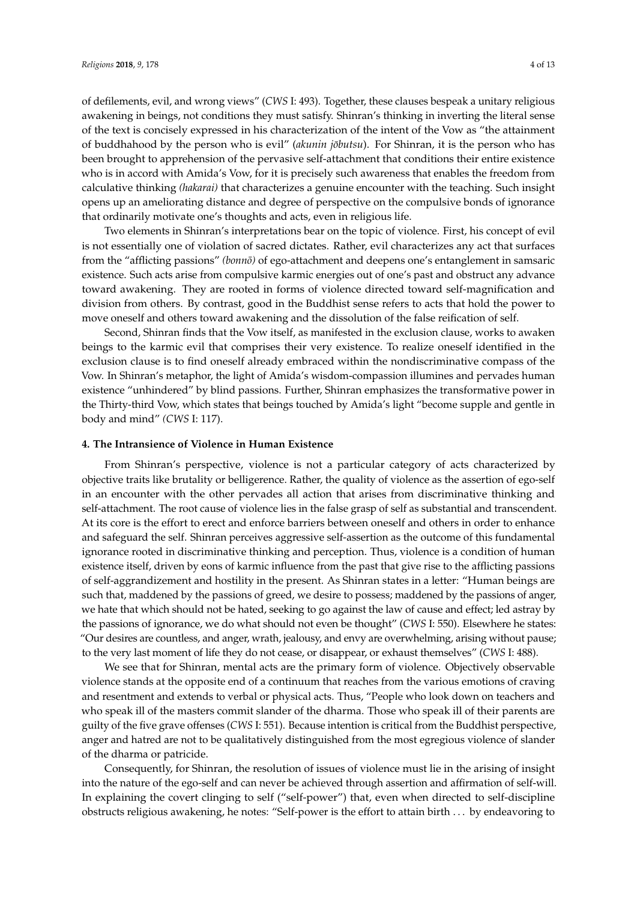of defilements, evil, and wrong views" (*CWS* I: 493). Together, these clauses bespeak a unitary religious awakening in beings, not conditions they must satisfy. Shinran's thinking in inverting the literal sense of the text is concisely expressed in his characterization of the intent of the Vow as "the attainment of buddhahood by the person who is evil" (*akunin jōbutsu*). For Shinran, it is the person who has been brought to apprehension of the pervasive self-attachment that conditions their entire existence who is in accord with Amida's Vow, for it is precisely such awareness that enables the freedom from calculative thinking *(hakarai)* that characterizes a genuine encounter with the teaching. Such insight opens up an ameliorating distance and degree of perspective on the compulsive bonds of ignorance that ordinarily motivate one's thoughts and acts, even in religious life.

Two elements in Shinran's interpretations bear on the topic of violence. First, his concept of evil is not essentially one of violation of sacred dictates. Rather, evil characterizes any act that surfaces from the "afflicting passions" *(bonnō)* of ego-attachment and deepens one's entanglement in samsaric existence. Such acts arise from compulsive karmic energies out of one's past and obstruct any advance toward awakening. They are rooted in forms of violence directed toward self-magnification and division from others. By contrast, good in the Buddhist sense refers to acts that hold the power to move oneself and others toward awakening and the dissolution of the false reification of self.

Second, Shinran finds that the Vow itself, as manifested in the exclusion clause, works to awaken beings to the karmic evil that comprises their very existence. To realize oneself identified in the exclusion clause is to find oneself already embraced within the nondiscriminative compass of the Vow. In Shinran's metaphor, the light of Amida's wisdom-compassion illumines and pervades human existence "unhindered" by blind passions. Further, Shinran emphasizes the transformative power in the Thirty-third Vow, which states that beings touched by Amida's light "become supple and gentle in body and mind" *(CWS* I: 117).

#### 4. The Intransience of Violence in Human Existence

From Shinran's perspective, violence is not a particular category of acts characterized by objective traits like brutality or belligerence. Rather, the quality of violence as the assertion of ego-self in an encounter with the other pervades all action that arises from discriminative thinking and self-attachment. The root cause of violence lies in the false grasp of self as substantial and transcendent. At its core is the effort to erect and enforce barriers between oneself and others in order to enhance and safeguard the self. Shinran perceives aggressive self-assertion as the outcome of this fundamental ignorance rooted in discriminative thinking and perception. Thus, violence is a condition of human existence itself, driven by eons of karmic influence from the past that give rise to the afflicting passions of self-aggrandizement and hostility in the present. As Shinran states in a letter: "Human beings are such that, maddened by the passions of greed, we desire to possess; maddened by the passions of anger, we hate that which should not be hated, seeking to go against the law of cause and effect; led astray by the passions of ignorance, we do what should not even be thought" (*CWS* I: 550). Elsewhere he states: "Our desires are countless, and anger, wrath, jealousy, and envy are overwhelming, arising without pause; to the very last moment of life they do not cease, or disappear, or exhaust themselves" (*CWS* I: 488).

We see that for Shinran, mental acts are the primary form of violence. Objectively observable violence stands at the opposite end of a continuum that reaches from the various emotions of craving and resentment and extends to verbal or physical acts. Thus, "People who look down on teachers and who speak ill of the masters commit slander of the dharma. Those who speak ill of their parents are guilty of the five grave offenses (*CWS* I: 551). Because intention is critical from the Buddhist perspective, anger and hatred are not to be qualitatively distinguished from the most egregious violence of slander of the dharma or patricide.

Consequently, for Shinran, the resolution of issues of violence must lie in the arising of insight into the nature of the ego-self and can never be achieved through assertion and affirmation of self-will. In explaining the covert clinging to self ("self-power") that, even when directed to self-discipline obstructs religious awakening, he notes: "Self-power is the effort to attain birth . . . by endeavoring to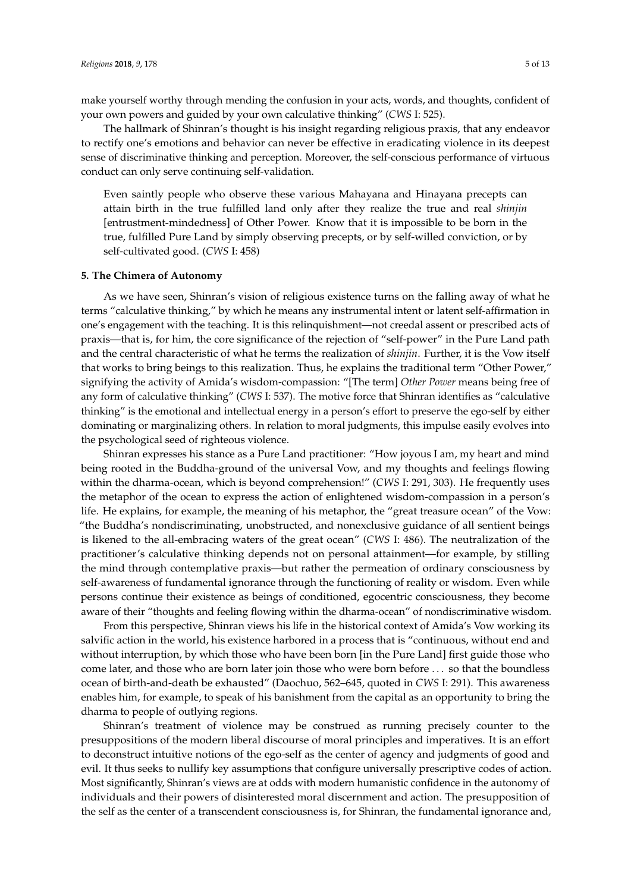make yourself worthy through mending the confusion in your acts, words, and thoughts, confident of your own powers and guided by your own calculative thinking" (*CWS* I: 525).

The hallmark of Shinran's thought is his insight regarding religious praxis, that any endeavor to rectify one's emotions and behavior can never be effective in eradicating violence in its deepest sense of discriminative thinking and perception. Moreover, the self-conscious performance of virtuous conduct can only serve continuing self-validation.

> Even saintly people who observe these various Mahayana and Hinayana precepts can attain birth in the true fulfilled land only after they realize the true and real *shinjin* [entrustment-mindedness] of Other Power. Know that it is impossible to be born in the true, fulfilled Pure Land by simply observing precepts, or by self-willed conviction, or by self-cultivated good. (*CWS* I: 458)

**5. The Chimera of Autonomy**

As we have seen, Shinran's vision of religious existence turns on the falling away of what he terms "calculative thinking," by which he means any instrumental intent or latent self-affirmation in one's engagement with the teaching. It is this relinquishment—not creedal assent or prescribed acts of praxis—that is, for him, the core significance of the rejection of "self-power" in the Pure Land path and the central characteristic of what he terms the realization of *shinjin*. Further, it is the Vow itself that works to bring beings to this realization. Thus, he explains the traditional term "Other Power," signifying the activity of Amida's wisdom-compassion: "[The term] *Other Power* means being free of any form of calculative thinking" (*CWS* I: 537). The motive force that Shinran identifies as "calculative thinking" is the emotional and intellectual energy in a person's effort to preserve the ego-self by either dominating or marginalizing others. In relation to moral judgments, this impulse easily evolves into the psychological seed of righteous violence.

Shinran expresses his stance as a Pure Land practitioner: "How joyous I am, my heart and mind being rooted in the Buddha-ground of the universal Vow, and my thoughts and feelings flowing within the dharma-ocean, which is beyond comprehension!" (*CWS* I: 291, 303). He frequently uses the metaphor of the ocean to express the action of enlightened wisdom-compassion in a person's life. He explains, for example, the meaning of his metaphor, the "great treasure ocean" of the Vow: "the Buddha's nondiscriminating, unobstructed, and nonexclusive guidance of all sentient beings is likened to the all-embracing waters of the great ocean" (*CWS* I: 486). The neutralization of the practitioner's calculative thinking depends not on personal attainment—for example, by stilling the mind through contemplative praxis—but rather the permeation of ordinary consciousness by self-awareness of fundamental ignorance through the functioning of reality or wisdom. Even while persons continue their existence as beings of conditioned, egocentric consciousness, they become aware of their "thoughts and feeling flowing within the dharma-ocean" of nondiscriminative wisdom.

From this perspective, Shinran views his life in the historical context of Amida's Vow working its salvific action in the world, his existence harbored in a process that is "continuous, without end and without interruption, by which those who have been born [in the Pure Land] first guide those who come later, and those who are born later join those who were born before ... so that the boundless ocean of birth-and-death be exhausted" (Daochuo, 562–645, quoted in *CWS* I: 291). This awareness enables him, for example, to speak of his banishment from the capital as an opportunity to bring the dharma to people of outlying regions.

Shinran's treatment of violence may be construed as running precisely counter to the presuppositions of the modern liberal discourse of moral principles and imperatives. It is an effort to deconstruct intuitive notions of the ego-self as the center of agency and judgments of good and evil. It thus seeks to nullify key assumptions that configure universally prescriptive codes of action. Most significantly, Shinran's views are at odds with modern humanistic confidence in the autonomy of individuals and their powers of disinterested moral discernment and action. The presupposition of the self as the center of a transcendent consciousness is, for Shinran, the fundamental ignorance and,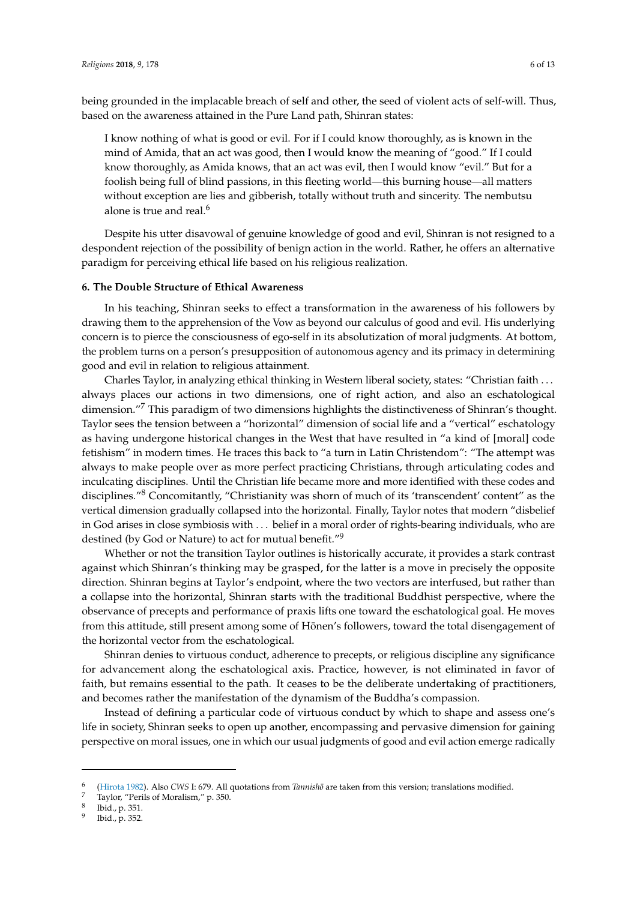being grounded in the implacable breach of self and other, the seed of violent acts of self-will. Thus, based on the awareness attained in the Pure Land path, Shinran states:

> I know nothing of what is good or evil. For if I could know thoroughly, as is known in the mind of Amida, that an act was good, then I would know the meaning of "good." If I could know thoroughly, as Amida knows, that an act was evil, then I would know "evil." But for a foolish being full of blind passions, in this fleeting world—this burning house—all matters without exception are lies and gibberish, totally without truth and sincerity. The nembutsu alone is true and real.[6]

Despite his utter disavowal of genuine knowledge of good and evil, Shinran is not resigned to a despondent rejection of the possibility of benign action in the world. Rather, he offers an alternative paradigm for perceiving ethical life based on his religious realization.

## 6. The Double Structure of Ethical Awareness

In his teaching, Shinran seeks to effect a transformation in the awareness of his followers by drawing them to the apprehension of the Vow as beyond our calculus of good and evil. His underlying concern is to pierce the consciousness of ego-self in its absolutization of moral judgments. At bottom, the problem turns on a person's presupposition of autonomous agency and its primacy in determining good and evil in relation to religious attainment.

Charles Taylor, in analyzing ethical thinking in Western liberal society, states: "Christian faith . . . always places our actions in two dimensions, one of right action, and also an eschatological dimension."[7] This paradigm of two dimensions highlights the distinctiveness of Shinran's thought. Taylor sees the tension between a "horizontal" dimension of social life and a "vertical" eschatology as having undergone historical changes in the West that have resulted in "a kind of [moral] code fetishism" in modern times. He traces this back to "a turn in Latin Christendom": "The attempt was always to make people over as more perfect practicing Christians, through articulating codes and inculcating disciplines. Until the Christian life became more and more identified with these codes and disciplines."[8] Concomitantly, "Christianity was shorn of much of its 'transcendent' content" as the vertical dimension gradually collapsed into the horizontal. Finally, Taylor notes that modern "disbelief in God arises in close symbiosis with . . . belief in a moral order of rights-bearing individuals, who are destined (by God or Nature) to act for mutual benefit."[9]

Whether or not the transition Taylor outlines is historically accurate, it provides a stark contrast against which Shinran's thinking may be grasped, for the latter is a move in precisely the opposite direction. Shinran begins at Taylor's endpoint, where the two vectors are interfused, but rather than a collapse into the horizontal, Shinran starts with the traditional Buddhist perspective, where the observance of precepts and performance of praxis lifts one toward the eschatological goal. He moves from this attitude, still present among some of Hōnen's followers, toward the total disengagement of the horizontal vector from the eschatological.

Shinran denies to virtuous conduct, adherence to precepts, or religious discipline any significance for advancement along the eschatological axis. Practice, however, is not eliminated in favor of faith, but remains essential to the path. It ceases to be the deliberate undertaking of practitioners, and becomes rather the manifestation of the dynamism of the Buddha's compassion.

Instead of defining a particular code of virtuous conduct by which to shape and assess one's life in society, Shinran seeks to open up another, encompassing and pervasive dimension for gaining perspective on moral issues, one in which our usual judgments of good and evil action emerge radically

---

[6] (Hirota 1982). Also *CWS* I: 679. All quotations from *Tannishō* are taken from this version; translations modified.

[7] Taylor, "Perils of Moralism," p. 350.

[8] Ibid., p. 351.

[9] Ibid., p. 352.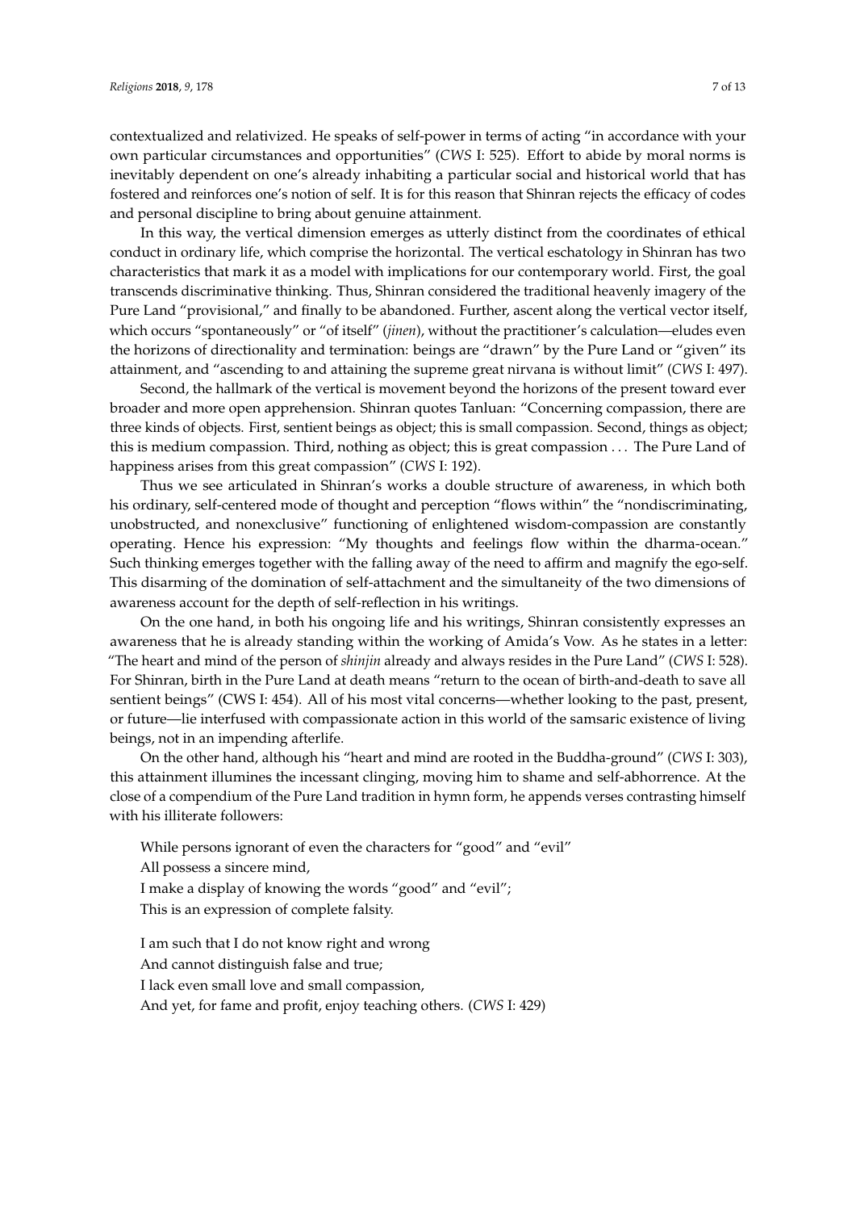contextualized and relativized. He speaks of self-power in terms of acting "in accordance with your own particular circumstances and opportunities" (*CWS* I: 525). Effort to abide by moral norms is inevitably dependent on one's already inhabiting a particular social and historical world that has fostered and reinforces one's notion of self. It is for this reason that Shinran rejects the efficacy of codes and personal discipline to bring about genuine attainment.

In this way, the vertical dimension emerges as utterly distinct from the coordinates of ethical conduct in ordinary life, which comprise the horizontal. The vertical eschatology in Shinran has two characteristics that mark it as a model with implications for our contemporary world. First, the goal transcends discriminative thinking. Thus, Shinran considered the traditional heavenly imagery of the Pure Land "provisional," and finally to be abandoned. Further, ascent along the vertical vector itself, which occurs "spontaneously" or "of itself" (*jinen*), without the practitioner's calculation—eludes even the horizons of directionality and termination: beings are "drawn" by the Pure Land or "given" its attainment, and "ascending to and attaining the supreme great nirvana is without limit" (*CWS* I: 497).

Second, the hallmark of the vertical is movement beyond the horizons of the present toward ever broader and more open apprehension. Shinran quotes Tanluan: "Concerning compassion, there are three kinds of objects. First, sentient beings as object; this is small compassion. Second, things as object; this is medium compassion. Third, nothing as object; this is great compassion . . . The Pure Land of happiness arises from this great compassion" (*CWS* I: 192).

Thus we see articulated in Shinran's works a double structure of awareness, in which both his ordinary, self-centered mode of thought and perception "flows within" the "nondiscriminating, unobstructed, and nonexclusive" functioning of enlightened wisdom-compassion are constantly operating. Hence his expression: "My thoughts and feelings flow within the dharma-ocean." Such thinking emerges together with the falling away of the need to affirm and magnify the ego-self. This disarming of the domination of self-attachment and the simultaneity of the two dimensions of awareness account for the depth of self-reflection in his writings.

On the one hand, in both his ongoing life and his writings, Shinran consistently expresses an awareness that he is already standing within the working of Amida's Vow. As he states in a letter: "The heart and mind of the person of *shinjin* already and always resides in the Pure Land" (*CWS* I: 528). For Shinran, birth in the Pure Land at death means "return to the ocean of birth-and-death to save all sentient beings" (CWS I: 454). All of his most vital concerns—whether looking to the past, present, or future—lie interfused with compassionate action in this world of the samsaric existence of living beings, not in an impending afterlife.

On the other hand, although his "heart and mind are rooted in the Buddha-ground" (*CWS* I: 303), this attainment illumines the incessant clinging, moving him to shame and self-abhorrence. At the close of a compendium of the Pure Land tradition in hymn form, he appends verses contrasting himself with his illiterate followers:

> While persons ignorant of even the characters for "good" and "evil"
> All possess a sincere mind,
> I make a display of knowing the words "good" and "evil";
> This is an expression of complete falsity.
>
> I am such that I do not know right and wrong
> And cannot distinguish false and true;
> I lack even small love and small compassion,
> And yet, for fame and profit, enjoy teaching others. (*CWS* I: 429)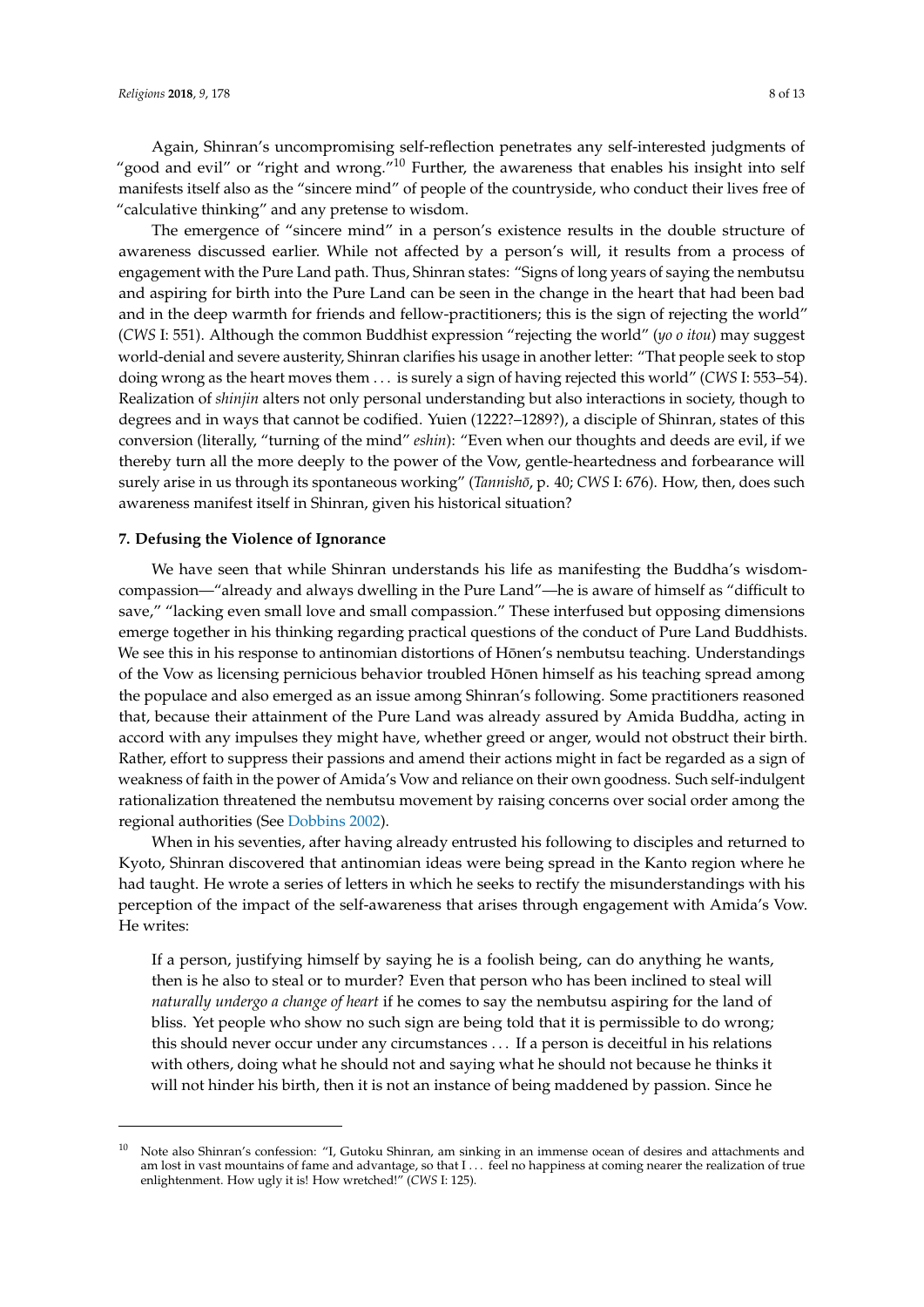Again, Shinran's uncompromising self-reflection penetrates any self-interested judgments of "good and evil" or "right and wrong."[10] Further, the awareness that enables his insight into self manifests itself also as the "sincere mind" of people of the countryside, who conduct their lives free of "calculative thinking" and any pretense to wisdom.

The emergence of "sincere mind" in a person's existence results in the double structure of awareness discussed earlier. While not affected by a person's will, it results from a process of engagement with the Pure Land path. Thus, Shinran states: "Signs of long years of saying the nembutsu and aspiring for birth into the Pure Land can be seen in the change in the heart that had been bad and in the deep warmth for friends and fellow-practitioners; this is the sign of rejecting the world" (*CWS* I: 551). Although the common Buddhist expression "rejecting the world" (*yo o itou*) may suggest world-denial and severe austerity, Shinran clarifies his usage in another letter: "That people seek to stop doing wrong as the heart moves them ... is surely a sign of having rejected this world" (*CWS* I: 553–54). Realization of *shinjin* alters not only personal understanding but also interactions in society, though to degrees and in ways that cannot be codified. Yuien (1222?–1289?), a disciple of Shinran, states of this conversion (literally, "turning of the mind" *eshin*): "Even when our thoughts and deeds are evil, if we thereby turn all the more deeply to the power of the Vow, gentle-heartedness and forbearance will surely arise in us through its spontaneous working" (*Tannishō*, p. 40; *CWS* I: 676). How, then, does such awareness manifest itself in Shinran, given his historical situation?

## 7. Defusing the Violence of Ignorance

We have seen that while Shinran understands his life as manifesting the Buddha's wisdom-compassion—"already and always dwelling in the Pure Land"—he is aware of himself as "difficult to save," "lacking even small love and small compassion." These interfused but opposing dimensions emerge together in his thinking regarding practical questions of the conduct of Pure Land Buddhists. We see this in his response to antinomian distortions of Hōnen's nembutsu teaching. Understandings of the Vow as licensing pernicious behavior troubled Hōnen himself as his teaching spread among the populace and also emerged as an issue among Shinran's following. Some practitioners reasoned that, because their attainment of the Pure Land was already assured by Amida Buddha, acting in accord with any impulses they might have, whether greed or anger, would not obstruct their birth. Rather, effort to suppress their passions and amend their actions might in fact be regarded as a sign of weakness of faith in the power of Amida's Vow and reliance on their own goodness. Such self-indulgent rationalization threatened the nembutsu movement by raising concerns over social order among the regional authorities (See Dobbins 2002).

When in his seventies, after having already entrusted his following to disciples and returned to Kyoto, Shinran discovered that antinomian ideas were being spread in the Kanto region where he had taught. He wrote a series of letters in which he seeks to rectify the misunderstandings with his perception of the impact of the self-awareness that arises through engagement with Amida's Vow. He writes:

> If a person, justifying himself by saying he is a foolish being, can do anything he wants, then is he also to steal or to murder? Even that person who has been inclined to steal will *naturally undergo a change of heart* if he comes to say the nembutsu aspiring for the land of bliss. Yet people who show no such sign are being told that it is permissible to do wrong; this should never occur under any circumstances ... If a person is deceitful in his relations with others, doing what he should not and saying what he should not because he thinks it will not hinder his birth, then it is not an instance of being maddened by passion. Since he

---

[10] Note also Shinran's confession: "I, Gutoku Shinran, am sinking in an immense ocean of desires and attachments and am lost in vast mountains of fame and advantage, so that I ... feel no happiness at coming nearer the realization of true enlightenment. How ugly it is! How wretched!" (*CWS* I: 125).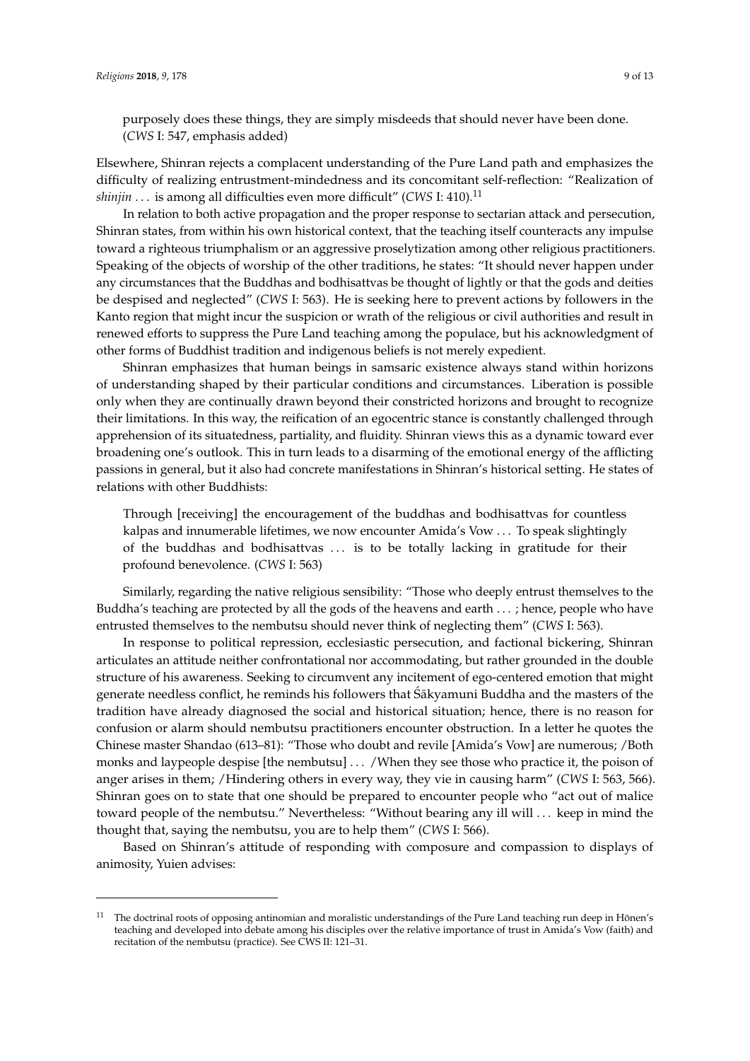> purposely does these things, they are simply misdeeds that should never have been done. (*CWS* I: 547, emphasis added)

Elsewhere, Shinran rejects a complacent understanding of the Pure Land path and emphasizes the difficulty of realizing entrustment-mindedness and its concomitant self-reflection: "Realization of *shinjin* . . . is among all difficulties even more difficult" (*CWS* I: 410).[11]

In relation to both active propagation and the proper response to sectarian attack and persecution, Shinran states, from within his own historical context, that the teaching itself counteracts any impulse toward a righteous triumphalism or an aggressive proselytization among other religious practitioners. Speaking of the objects of worship of the other traditions, he states: "It should never happen under any circumstances that the Buddhas and bodhisattvas be thought of lightly or that the gods and deities be despised and neglected" (*CWS* I: 563). He is seeking here to prevent actions by followers in the Kanto region that might incur the suspicion or wrath of the religious or civil authorities and result in renewed efforts to suppress the Pure Land teaching among the populace, but his acknowledgment of other forms of Buddhist tradition and indigenous beliefs is not merely expedient.

Shinran emphasizes that human beings in samsaric existence always stand within horizons of understanding shaped by their particular conditions and circumstances. Liberation is possible only when they are continually drawn beyond their constricted horizons and brought to recognize their limitations. In this way, the reification of an egocentric stance is constantly challenged through apprehension of its situatedness, partiality, and fluidity. Shinran views this as a dynamic toward ever broadening one's outlook. This in turn leads to a disarming of the emotional energy of the afflicting passions in general, but it also had concrete manifestations in Shinran's historical setting. He states of relations with other Buddhists:

> Through [receiving] the encouragement of the buddhas and bodhisattvas for countless kalpas and innumerable lifetimes, we now encounter Amida's Vow . . . To speak slightingly of the buddhas and bodhisattvas . . . is to be totally lacking in gratitude for their profound benevolence. (*CWS* I: 563)

Similarly, regarding the native religious sensibility: "Those who deeply entrust themselves to the Buddha's teaching are protected by all the gods of the heavens and earth . . . ; hence, people who have entrusted themselves to the nembutsu should never think of neglecting them" (*CWS* I: 563).

In response to political repression, ecclesiastic persecution, and factional bickering, Shinran articulates an attitude neither confrontational nor accommodating, but rather grounded in the double structure of his awareness. Seeking to circumvent any incitement of ego-centered emotion that might generate needless conflict, he reminds his followers that Śākyamuni Buddha and the masters of the tradition have already diagnosed the social and historical situation; hence, there is no reason for confusion or alarm should nembutsu practitioners encounter obstruction. In a letter he quotes the Chinese master Shandao (613–81): "Those who doubt and revile [Amida's Vow] are numerous; /Both monks and laypeople despise [the nembutsu] . . . /When they see those who practice it, the poison of anger arises in them; /Hindering others in every way, they vie in causing harm" (*CWS* I: 563, 566). Shinran goes on to state that one should be prepared to encounter people who "act out of malice toward people of the nembutsu." Nevertheless: "Without bearing any ill will . . . keep in mind the thought that, saying the nembutsu, you are to help them" (*CWS* I: 566).

Based on Shinran's attitude of responding with composure and compassion to displays of animosity, Yuien advises:

---

[11] The doctrinal roots of opposing antinomian and moralistic understandings of the Pure Land teaching run deep in Hōnen's teaching and developed into debate among his disciples over the relative importance of trust in Amida's Vow (faith) and recitation of the nembutsu (practice). See CWS II: 121–31.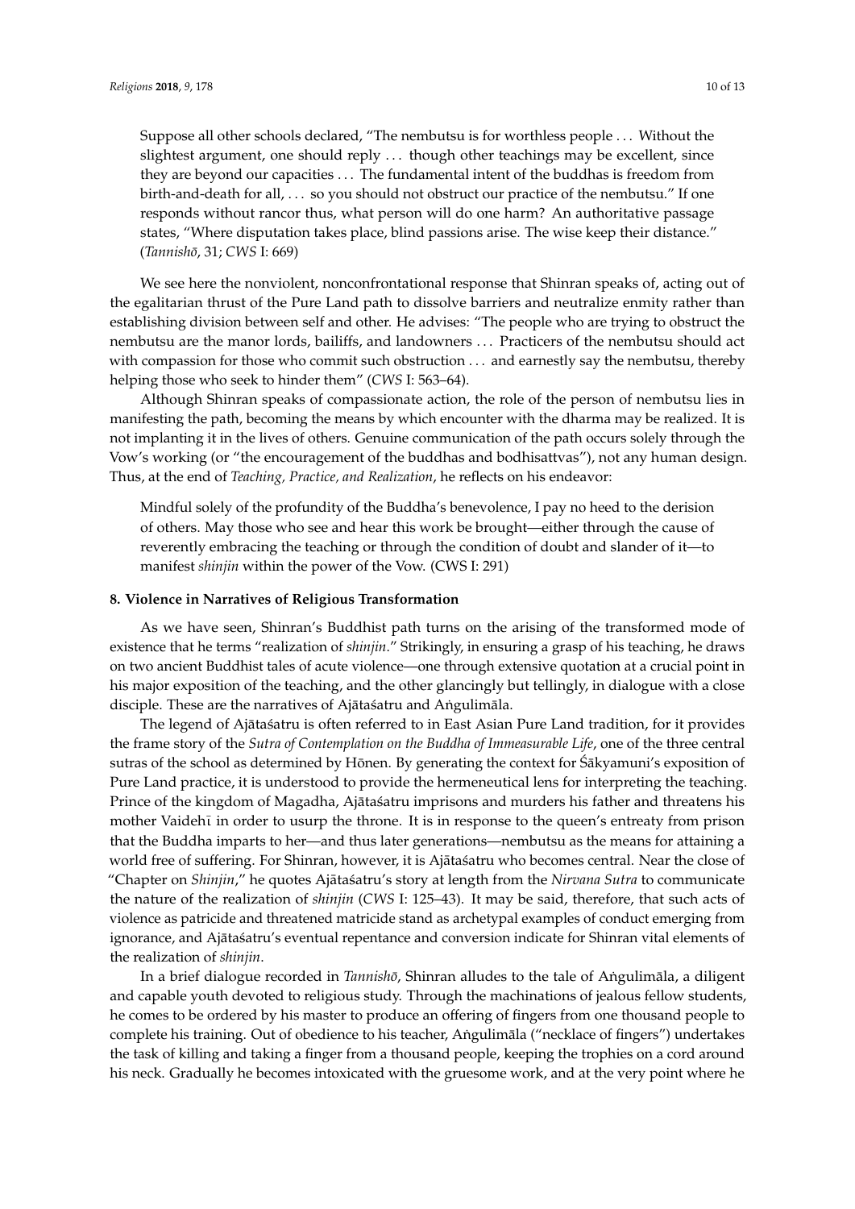> Suppose all other schools declared, "The nembutsu is for worthless people . . . Without the slightest argument, one should reply . . . though other teachings may be excellent, since they are beyond our capacities . . . The fundamental intent of the buddhas is freedom from birth-and-death for all, . . . so you should not obstruct our practice of the nembutsu." If one responds without rancor thus, what person will do one harm? An authoritative passage states, "Where disputation takes place, blind passions arise. The wise keep their distance." (*Tannishō*, 31; *CWS* I: 669)

We see here the nonviolent, nonconfrontational response that Shinran speaks of, acting out of the egalitarian thrust of the Pure Land path to dissolve barriers and neutralize enmity rather than establishing division between self and other. He advises: "The people who are trying to obstruct the nembutsu are the manor lords, bailiffs, and landowners . . . Practicers of the nembutsu should act with compassion for those who commit such obstruction . . . and earnestly say the nembutsu, thereby helping those who seek to hinder them" (*CWS* I: 563–64).

Although Shinran speaks of compassionate action, the role of the person of nembutsu lies in manifesting the path, becoming the means by which encounter with the dharma may be realized. It is not implanting it in the lives of others. Genuine communication of the path occurs solely through the Vow's working (or "the encouragement of the buddhas and bodhisattvas"), not any human design. Thus, at the end of *Teaching, Practice, and Realization*, he reflects on his endeavor:

> Mindful solely of the profundity of the Buddha's benevolence, I pay no heed to the derision of others. May those who see and hear this work be brought—either through the cause of reverently embracing the teaching or through the condition of doubt and slander of it—to manifest *shinjin* within the power of the Vow. (CWS I: 291)

**8. Violence in Narratives of Religious Transformation**

As we have seen, Shinran's Buddhist path turns on the arising of the transformed mode of existence that he terms "realization of *shinjin*." Strikingly, in ensuring a grasp of his teaching, he draws on two ancient Buddhist tales of acute violence—one through extensive quotation at a crucial point in his major exposition of the teaching, and the other glancingly but tellingly, in dialogue with a close disciple. These are the narratives of Ajātaśatru and Aṅgulimāla.

The legend of Ajātaśatru is often referred to in East Asian Pure Land tradition, for it provides the frame story of the *Sutra of Contemplation on the Buddha of Immeasurable Life*, one of the three central sutras of the school as determined by Hōnen. By generating the context for Śākyamuni's exposition of Pure Land practice, it is understood to provide the hermeneutical lens for interpreting the teaching. Prince of the kingdom of Magadha, Ajātaśatru imprisons and murders his father and threatens his mother Vaidehī in order to usurp the throne. It is in response to the queen's entreaty from prison that the Buddha imparts to her—and thus later generations—nembutsu as the means for attaining a world free of suffering. For Shinran, however, it is Ajātaśatru who becomes central. Near the close of "Chapter on *Shinjin*," he quotes Ajātaśatru's story at length from the *Nirvana Sutra* to communicate the nature of the realization of *shinjin* (*CWS* I: 125–43). It may be said, therefore, that such acts of violence as patricide and threatened matricide stand as archetypal examples of conduct emerging from ignorance, and Ajātaśatru's eventual repentance and conversion indicate for Shinran vital elements of the realization of *shinjin*.

In a brief dialogue recorded in *Tannishō*, Shinran alludes to the tale of Aṅgulimāla, a diligent and capable youth devoted to religious study. Through the machinations of jealous fellow students, he comes to be ordered by his master to produce an offering of fingers from one thousand people to complete his training. Out of obedience to his teacher, Aṅgulimāla ("necklace of fingers") undertakes the task of killing and taking a finger from a thousand people, keeping the trophies on a cord around his neck. Gradually he becomes intoxicated with the gruesome work, and at the very point where he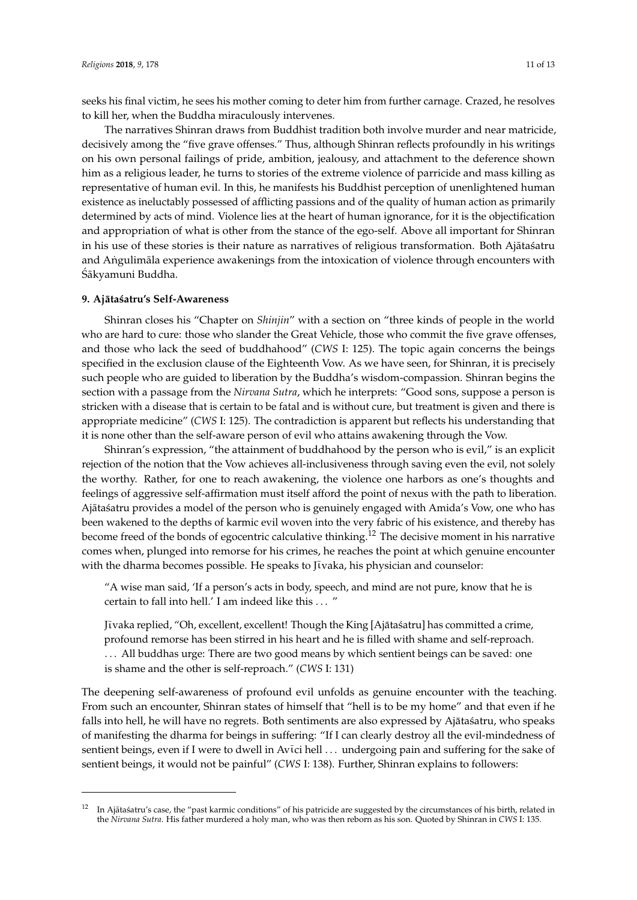seeks his final victim, he sees his mother coming to deter him from further carnage. Crazed, he resolves to kill her, when the Buddha miraculously intervenes.

The narratives Shinran draws from Buddhist tradition both involve murder and near matricide, decisively among the "five grave offenses." Thus, although Shinran reflects profoundly in his writings on his own personal failings of pride, ambition, jealousy, and attachment to the deference shown him as a religious leader, he turns to stories of the extreme violence of parricide and mass killing as representative of human evil. In this, he manifests his Buddhist perception of unenlightened human existence as ineluctably possessed of afflicting passions and of the quality of human action as primarily determined by acts of mind. Violence lies at the heart of human ignorance, for it is the objectification and appropriation of what is other from the stance of the ego-self. Above all important for Shinran in his use of these stories is their nature as narratives of religious transformation. Both Ajātaśatru and Aṅgulimāla experience awakenings from the intoxication of violence through encounters with Śākyamuni Buddha.

### 9. Ajātaśatru's Self-Awareness

Shinran closes his "Chapter on *Shinjin*" with a section on "three kinds of people in the world who are hard to cure: those who slander the Great Vehicle, those who commit the five grave offenses, and those who lack the seed of buddhahood" (*CWS* I: 125). The topic again concerns the beings specified in the exclusion clause of the Eighteenth Vow. As we have seen, for Shinran, it is precisely such people who are guided to liberation by the Buddha's wisdom-compassion. Shinran begins the section with a passage from the *Nirvana Sutra*, which he interprets: "Good sons, suppose a person is stricken with a disease that is certain to be fatal and is without cure, but treatment is given and there is appropriate medicine" (*CWS* I: 125). The contradiction is apparent but reflects his understanding that it is none other than the self-aware person of evil who attains awakening through the Vow.

Shinran's expression, "the attainment of buddhahood by the person who is evil," is an explicit rejection of the notion that the Vow achieves all-inclusiveness through saving even the evil, not solely the worthy. Rather, for one to reach awakening, the violence one harbors as one's thoughts and feelings of aggressive self-affirmation must itself afford the point of nexus with the path to liberation. Ajātaśatru provides a model of the person who is genuinely engaged with Amida's Vow, one who has been wakened to the depths of karmic evil woven into the very fabric of his existence, and thereby has become freed of the bonds of egocentric calculative thinking.[12] The decisive moment in his narrative comes when, plunged into remorse for his crimes, he reaches the point at which genuine encounter with the dharma becomes possible. He speaks to Jīvaka, his physician and counselor:

> "A wise man said, 'If a person's acts in body, speech, and mind are not pure, know that he is certain to fall into hell.' I am indeed like this . . . "
>
> Jīvaka replied, "Oh, excellent, excellent! Though the King [Ajātaśatru] has committed a crime, profound remorse has been stirred in his heart and he is filled with shame and self-reproach. . . . All buddhas urge: There are two good means by which sentient beings can be saved: one is shame and the other is self-reproach." (*CWS* I: 131)

The deepening self-awareness of profound evil unfolds as genuine encounter with the teaching. From such an encounter, Shinran states of himself that "hell is to be my home" and that even if he falls into hell, he will have no regrets. Both sentiments are also expressed by Ajātaśatru, who speaks of manifesting the dharma for beings in suffering: "If I can clearly destroy all the evil-mindedness of sentient beings, even if I were to dwell in Avīci hell . . . undergoing pain and suffering for the sake of sentient beings, it would not be painful" (*CWS* I: 138). Further, Shinran explains to followers:

---

[12] In Ajātaśatru's case, the "past karmic conditions" of his patricide are suggested by the circumstances of his birth, related in the *Nirvana Sutra*. His father murdered a holy man, who was then reborn as his son. Quoted by Shinran in *CWS* I: 135.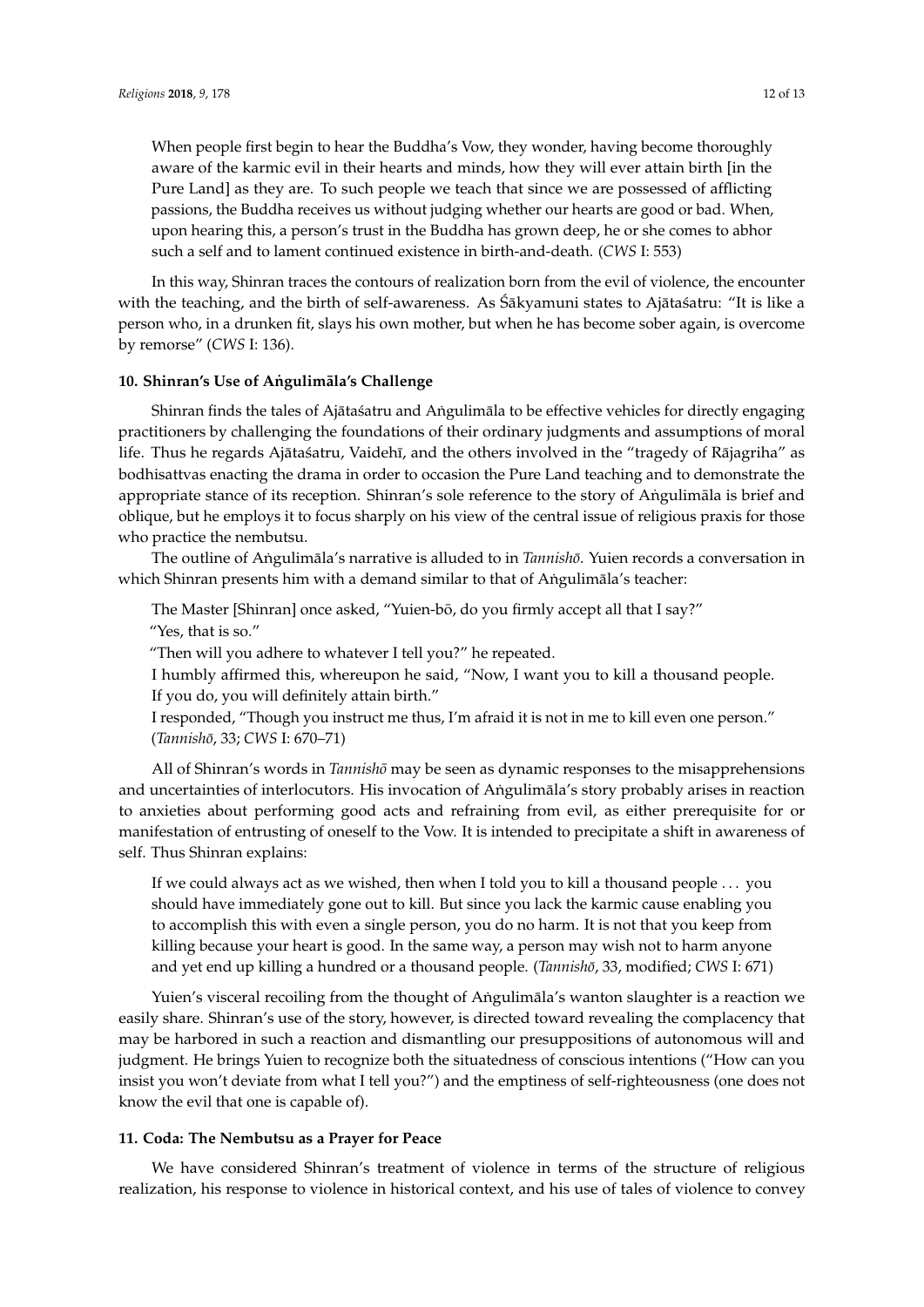> When people first begin to hear the Buddha's Vow, they wonder, having become thoroughly aware of the karmic evil in their hearts and minds, how they will ever attain birth [in the Pure Land] as they are. To such people we teach that since we are possessed of afflicting passions, the Buddha receives us without judging whether our hearts are good or bad. When, upon hearing this, a person's trust in the Buddha has grown deep, he or she comes to abhor such a self and to lament continued existence in birth-and-death. (*CWS* I: 553)

In this way, Shinran traces the contours of realization born from the evil of violence, the encounter with the teaching, and the birth of self-awareness. As Śākyamuni states to Ajātaśatru: "It is like a person who, in a drunken fit, slays his own mother, but when he has become sober again, is overcome by remorse" (*CWS* I: 136).

#### 10. Shinran's Use of Aṅgulimāla's Challenge

Shinran finds the tales of Ajātaśatru and Aṅgulimāla to be effective vehicles for directly engaging practitioners by challenging the foundations of their ordinary judgments and assumptions of moral life. Thus he regards Ajātaśatru, Vaidehī, and the others involved in the "tragedy of Rājagriha" as bodhisattvas enacting the drama in order to occasion the Pure Land teaching and to demonstrate the appropriate stance of its reception. Shinran's sole reference to the story of Aṅgulimāla is brief and oblique, but he employs it to focus sharply on his view of the central issue of religious praxis for those who practice the nembutsu.

The outline of Aṅgulimāla's narrative is alluded to in *Tannishō*. Yuien records a conversation in which Shinran presents him with a demand similar to that of Aṅgulimāla's teacher:

> The Master [Shinran] once asked, "Yuien-bō, do you firmly accept all that I say?"
> "Yes, that is so."
> "Then will you adhere to whatever I tell you?" he repeated.
> I humbly affirmed this, whereupon he said, "Now, I want you to kill a thousand people. If you do, you will definitely attain birth."
> I responded, "Though you instruct me thus, I'm afraid it is not in me to kill even one person." (*Tannishō*, 33; *CWS* I: 670–71)

All of Shinran's words in *Tannishō* may be seen as dynamic responses to the misapprehensions and uncertainties of interlocutors. His invocation of Aṅgulimāla's story probably arises in reaction to anxieties about performing good acts and refraining from evil, as either prerequisite for or manifestation of entrusting of oneself to the Vow. It is intended to precipitate a shift in awareness of self. Thus Shinran explains:

> If we could always act as we wished, then when I told you to kill a thousand people . . . you should have immediately gone out to kill. But since you lack the karmic cause enabling you to accomplish this with even a single person, you do no harm. It is not that you keep from killing because your heart is good. In the same way, a person may wish not to harm anyone and yet end up killing a hundred or a thousand people. (*Tannishō*, 33, modified; *CWS* I: 671)

Yuien's visceral recoiling from the thought of Aṅgulimāla's wanton slaughter is a reaction we easily share. Shinran's use of the story, however, is directed toward revealing the complacency that may be harbored in such a reaction and dismantling our presuppositions of autonomous will and judgment. He brings Yuien to recognize both the situatedness of conscious intentions ("How can you insist you won't deviate from what I tell you?") and the emptiness of self-righteousness (one does not know the evil that one is capable of).

#### 11. Coda: The Nembutsu as a Prayer for Peace

We have considered Shinran's treatment of violence in terms of the structure of religious realization, his response to violence in historical context, and his use of tales of violence to convey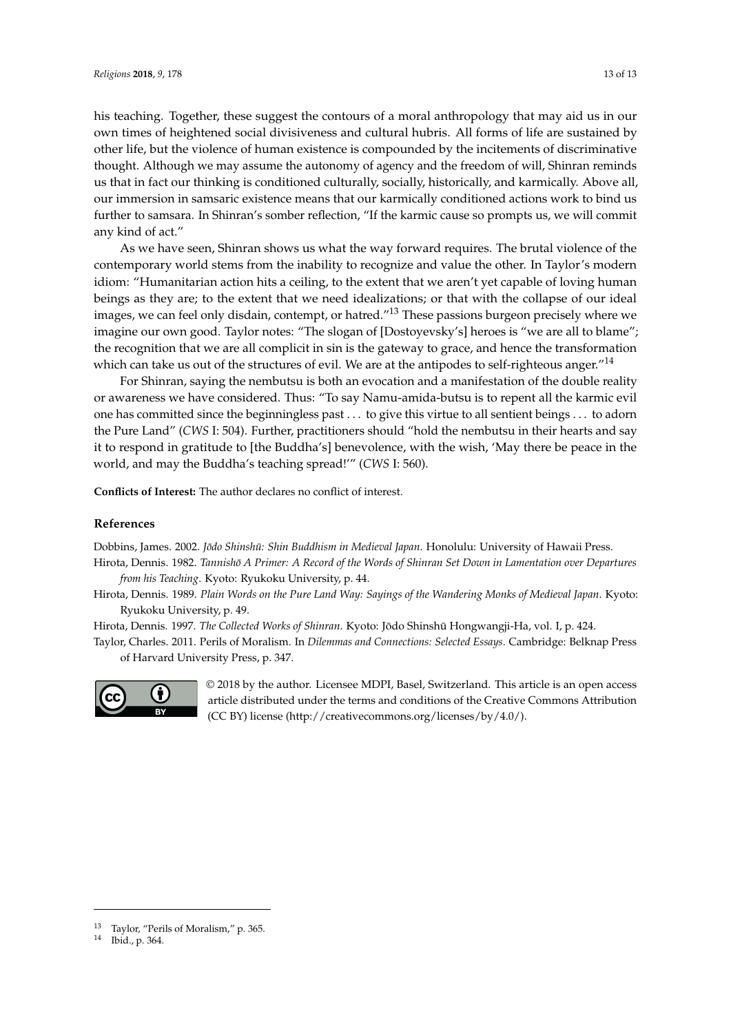his teaching. Together, these suggest the contours of a moral anthropology that may aid us in our own times of heightened social divisiveness and cultural hubris. All forms of life are sustained by other life, but the violence of human existence is compounded by the incitements of discriminative thought. Although we may assume the autonomy of agency and the freedom of will, Shinran reminds us that in fact our thinking is conditioned culturally, socially, historically, and karmically. Above all, our immersion in samsaric existence means that our karmically conditioned actions work to bind us further to samsara. In Shinran's somber reflection, "If the karmic cause so prompts us, we will commit any kind of act."

As we have seen, Shinran shows us what the way forward requires. The brutal violence of the contemporary world stems from the inability to recognize and value the other. In Taylor's modern idiom: "Humanitarian action hits a ceiling, to the extent that we aren't yet capable of loving human beings as they are; to the extent that we need idealizations; or that with the collapse of our ideal images, we can feel only disdain, contempt, or hatred."[13] These passions burgeon precisely where we imagine our own good. Taylor notes: "The slogan of [Dostoyevsky's] heroes is "we are all to blame"; the recognition that we are all complicit in sin is the gateway to grace, and hence the transformation which can take us out of the structures of evil. We are at the antipodes to self-righteous anger."[14]

For Shinran, saying the nembutsu is both an evocation and a manifestation of the double reality or awareness we have considered. Thus: "To say Namu-amida-butsu is to repent all the karmic evil one has committed since the beginningless past ... to give this virtue to all sentient beings ... to adorn the Pure Land" (*CWS* I: 504). Further, practitioners should "hold the nembutsu in their hearts and say it to respond in gratitude to [the Buddha's] benevolence, with the wish, 'May there be peace in the world, and may the Buddha's teaching spread!'" (*CWS* I: 560).

**Conflicts of Interest:** The author declares no conflict of interest.

## References

Dobbins, James. 2002. *Jōdo Shinshū: Shin Buddhism in Medieval Japan*. Honolulu: University of Hawaii Press.

Hirota, Dennis. 1982. *Tannishō A Primer: A Record of the Words of Shinran Set Down in Lamentation over Departures from his Teaching*. Kyoto: Ryukoku University, p. 44.

Hirota, Dennis. 1989. *Plain Words on the Pure Land Way: Sayings of the Wandering Monks of Medieval Japan*. Kyoto: Ryukoku University, p. 49.

Hirota, Dennis. 1997. *The Collected Works of Shinran*. Kyoto: Jōdo Shinshū Hongwangji-Ha, vol. I, p. 424.

Taylor, Charles. 2011. Perils of Moralism. In *Dilemmas and Connections: Selected Essays*. Cambridge: Belknap Press of Harvard University Press, p. 347.

© 2018 by the author. Licensee MDPI, Basel, Switzerland. This article is an open access article distributed under the terms and conditions of the Creative Commons Attribution (CC BY) license (http://creativecommons.org/licenses/by/4.0/).

---

[13] Taylor, "Perils of Moralism," p. 365.

[14] Ibid., p. 364.